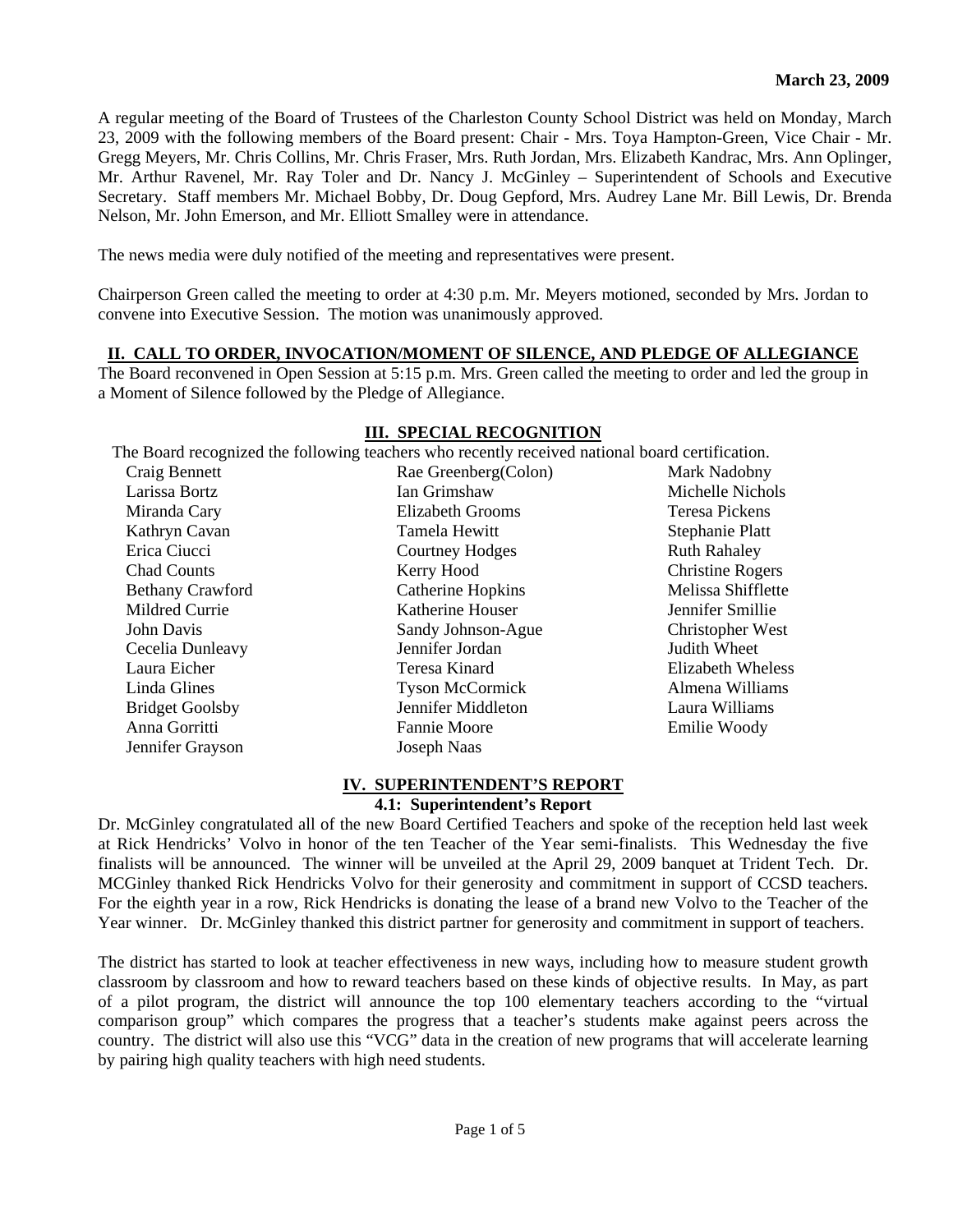**March 23, 2009**

A regular meeting of the Board of Trustees of the Charleston County School District was held on Monday, March 23, 2009 with the following members of the Board present: Chair - Mrs. Toya Hampton-Green, Vice Chair - Mr. Gregg Meyers, Mr. Chris Collins, Mr. Chris Fraser, Mrs. Ruth Jordan, Mrs. Elizabeth Kandrac, Mrs. Ann Oplinger, Mr. Arthur Ravenel, Mr. Ray Toler and Dr. Nancy J. McGinley – Superintendent of Schools and Executive Secretary. Staff members Mr. Michael Bobby, Dr. Doug Gepford, Mrs. Audrey Lane Mr. Bill Lewis, Dr. Brenda Nelson, Mr. John Emerson, and Mr. Elliott Smalley were in attendance.

The news media were duly notified of the meeting and representatives were present.

Chairperson Green called the meeting to order at 4:30 p.m. Mr. Meyers motioned, seconded by Mrs. Jordan to convene into Executive Session. The motion was unanimously approved.

## II. CALL TO ORDER, INVOCATION/MOMENT OF SILENCE, AND PLEDGE OF ALLEGIANCE

The Board reconvened in Open Session at 5:15 p.m. Mrs. Green called the meeting to order and led the group in a Moment of Silence followed by the Pledge of Allegiance.

## III. SPECIAL RECOGNITION

The Board recognized the following teachers who recently received national board certification.

- Craig Bennett
- Larissa Bortz
- Miranda Cary
- Kathryn Cavan
- Erica Ciucci
- Chad Counts
- Bethany Crawford
- Mildred Currie
- John Davis
- Cecelia Dunleavy
- Laura Eicher
- Linda Glines
- Bridget Goolsby
- Anna Gorritti
- Jennifer Grayson
- Rae Greenberg(Colon)
- Ian Grimshaw
- Elizabeth Grooms
- Tamela Hewitt
- Courtney Hodges
- Kerry Hood
- Catherine Hopkins
- Katherine Houser
- Sandy Johnson-Ague
- Jennifer Jordan
- Teresa Kinard
- Tyson McCormick
- Jennifer Middleton
- Fannie Moore
- Joseph Naas
- Mark Nadobny
- Michelle Nichols
- Teresa Pickens
- Stephanie Platt
- Ruth Rahaley
- Christine Rogers
- Melissa Shifflette
- Jennifer Smillie
- Christopher West
- Judith Wheet
- Elizabeth Wheless
- Almena Williams
- Laura Williams
- Emilie Woody

## IV. SUPERINTENDENT'S REPORT

### 4.1: Superintendent's Report

Dr. McGinley congratulated all of the new Board Certified Teachers and spoke of the reception held last week at Rick Hendricks' Volvo in honor of the ten Teacher of the Year semi-finalists. This Wednesday the five finalists will be announced. The winner will be unveiled at the April 29, 2009 banquet at Trident Tech. Dr. MCGinley thanked Rick Hendricks Volvo for their generosity and commitment in support of CCSD teachers. For the eighth year in a row, Rick Hendricks is donating the lease of a brand new Volvo to the Teacher of the Year winner. Dr. McGinley thanked this district partner for generosity and commitment in support of teachers.

The district has started to look at teacher effectiveness in new ways, including how to measure student growth classroom by classroom and how to reward teachers based on these kinds of objective results. In May, as part of a pilot program, the district will announce the top 100 elementary teachers according to the "virtual comparison group" which compares the progress that a teacher's students make against peers across the country. The district will also use this "VCG" data in the creation of new programs that will accelerate learning by pairing high quality teachers with high need students.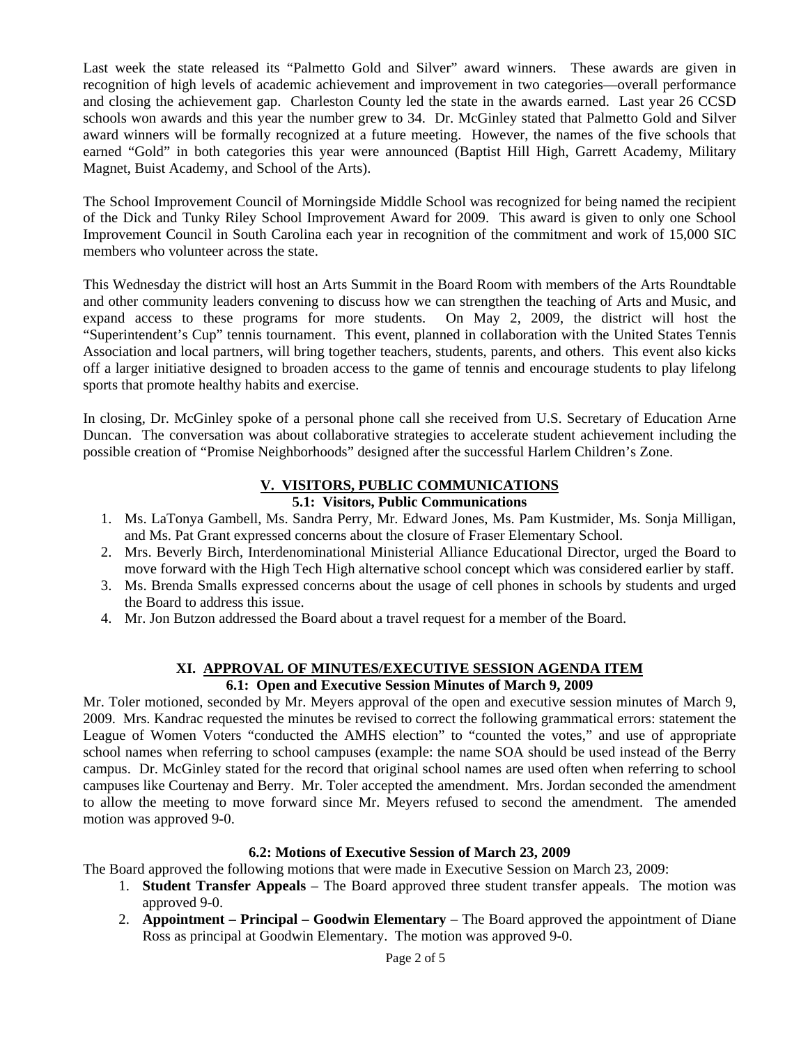Last week the state released its "Palmetto Gold and Silver" award winners. These awards are given in recognition of high levels of academic achievement and improvement in two categories—overall performance and closing the achievement gap. Charleston County led the state in the awards earned. Last year 26 CCSD schools won awards and this year the number grew to 34. Dr. McGinley stated that Palmetto Gold and Silver award winners will be formally recognized at a future meeting. However, the names of the five schools that earned "Gold" in both categories this year were announced (Baptist Hill High, Garrett Academy, Military Magnet, Buist Academy, and School of the Arts).

The School Improvement Council of Morningside Middle School was recognized for being named the recipient of the Dick and Tunky Riley School Improvement Award for 2009. This award is given to only one School Improvement Council in South Carolina each year in recognition of the commitment and work of 15,000 SIC members who volunteer across the state.

This Wednesday the district will host an Arts Summit in the Board Room with members of the Arts Roundtable and other community leaders convening to discuss how we can strengthen the teaching of Arts and Music, and expand access to these programs for more students. On May 2, 2009, the district will host the "Superintendent's Cup" tennis tournament. This event, planned in collaboration with the United States Tennis Association and local partners, will bring together teachers, students, parents, and others. This event also kicks off a larger initiative designed to broaden access to the game of tennis and encourage students to play lifelong sports that promote healthy habits and exercise.

In closing, Dr. McGinley spoke of a personal phone call she received from U.S. Secretary of Education Arne Duncan. The conversation was about collaborative strategies to accelerate student achievement including the possible creation of "Promise Neighborhoods" designed after the successful Harlem Children's Zone.

## V. VISITORS, PUBLIC COMMUNICATIONS

### 5.1: Visitors, Public Communications

1. Ms. LaTonya Gambell, Ms. Sandra Perry, Mr. Edward Jones, Ms. Pam Kustmider, Ms. Sonja Milligan, and Ms. Pat Grant expressed concerns about the closure of Fraser Elementary School.
2. Mrs. Beverly Birch, Interdenominational Ministerial Alliance Educational Director, urged the Board to move forward with the High Tech High alternative school concept which was considered earlier by staff.
3. Ms. Brenda Smalls expressed concerns about the usage of cell phones in schools by students and urged the Board to address this issue.
4. Mr. Jon Butzon addressed the Board about a travel request for a member of the Board.

## XI. APPROVAL OF MINUTES/EXECUTIVE SESSION AGENDA ITEM

### 6.1: Open and Executive Session Minutes of March 9, 2009

Mr. Toler motioned, seconded by Mr. Meyers approval of the open and executive session minutes of March 9, 2009. Mrs. Kandrac requested the minutes be revised to correct the following grammatical errors: statement the League of Women Voters "conducted the AMHS election" to "counted the votes," and use of appropriate school names when referring to school campuses (example: the name SOA should be used instead of the Berry campus. Dr. McGinley stated for the record that original school names are used often when referring to school campuses like Courtenay and Berry. Mr. Toler accepted the amendment. Mrs. Jordan seconded the amendment to allow the meeting to move forward since Mr. Meyers refused to second the amendment. The amended motion was approved 9-0.

### 6.2: Motions of Executive Session of March 23, 2009

The Board approved the following motions that were made in Executive Session on March 23, 2009:

1. **Student Transfer Appeals** – The Board approved three student transfer appeals. The motion was approved 9-0.
2. **Appointment – Principal – Goodwin Elementary** – The Board approved the appointment of Diane Ross as principal at Goodwin Elementary. The motion was approved 9-0.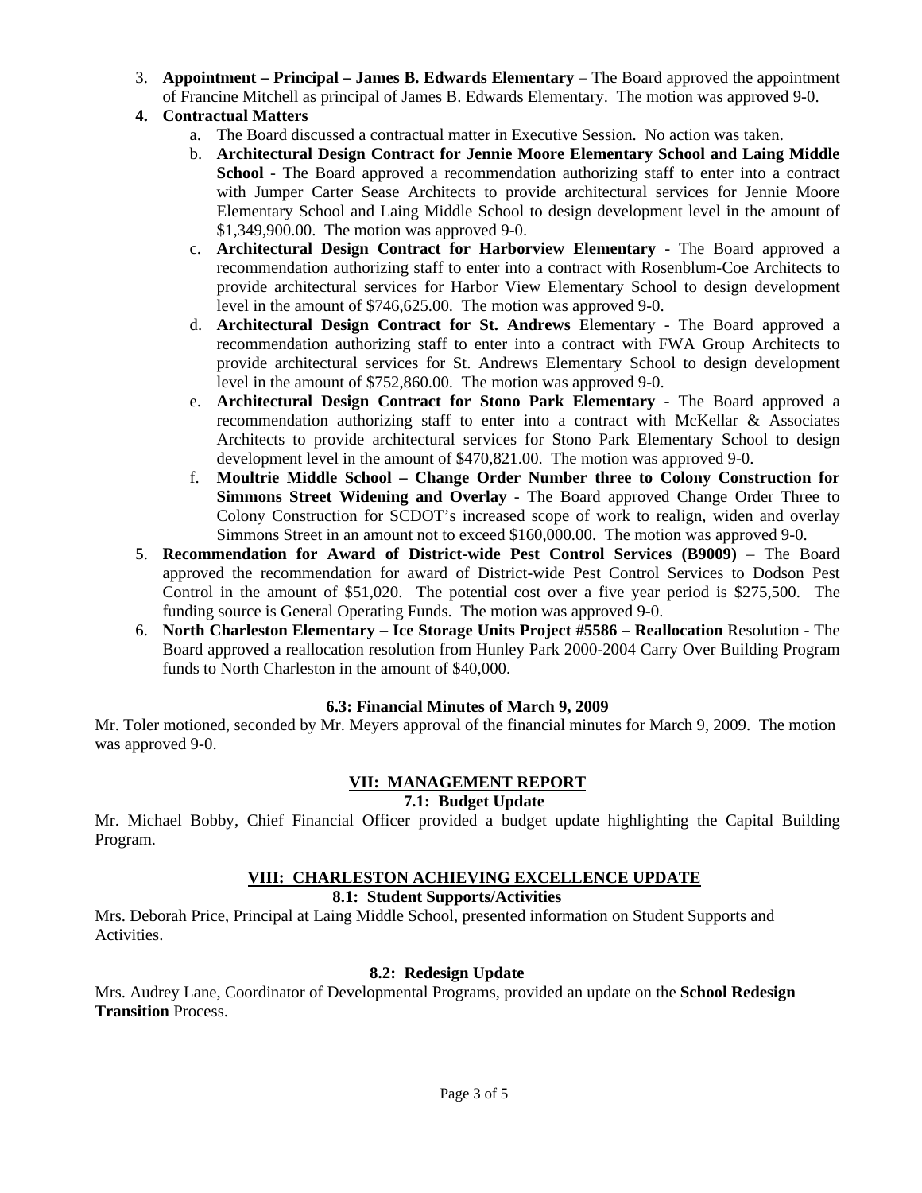3. **Appointment – Principal – James B. Edwards Elementary** – The Board approved the appointment of Francine Mitchell as principal of James B. Edwards Elementary. The motion was approved 9-0.
4. **Contractual Matters**
    a. The Board discussed a contractual matter in Executive Session. No action was taken.
    b. **Architectural Design Contract for Jennie Moore Elementary School and Laing Middle School** - The Board approved a recommendation authorizing staff to enter into a contract with Jumper Carter Sease Architects to provide architectural services for Jennie Moore Elementary School and Laing Middle School to design development level in the amount of $1,349,900.00. The motion was approved 9-0.
    c. **Architectural Design Contract for Harborview Elementary** - The Board approved a recommendation authorizing staff to enter into a contract with Rosenblum-Coe Architects to provide architectural services for Harbor View Elementary School to design development level in the amount of $746,625.00. The motion was approved 9-0.
    d. **Architectural Design Contract for St. Andrews** Elementary - The Board approved a recommendation authorizing staff to enter into a contract with FWA Group Architects to provide architectural services for St. Andrews Elementary School to design development level in the amount of $752,860.00. The motion was approved 9-0.
    e. **Architectural Design Contract for Stono Park Elementary** - The Board approved a recommendation authorizing staff to enter into a contract with McKellar & Associates Architects to provide architectural services for Stono Park Elementary School to design development level in the amount of $470,821.00. The motion was approved 9-0.
    f. **Moultrie Middle School – Change Order Number three to Colony Construction for Simmons Street Widening and Overlay** - The Board approved Change Order Three to Colony Construction for SCDOT's increased scope of work to realign, widen and overlay Simmons Street in an amount not to exceed $160,000.00. The motion was approved 9-0.
5. **Recommendation for Award of District-wide Pest Control Services (B9009)** – The Board approved the recommendation for award of District-wide Pest Control Services to Dodson Pest Control in the amount of $51,020. The potential cost over a five year period is $275,500. The funding source is General Operating Funds. The motion was approved 9-0.
6. **North Charleston Elementary – Ice Storage Units Project #5586 – Reallocation** Resolution - The Board approved a reallocation resolution from Hunley Park 2000-2004 Carry Over Building Program funds to North Charleston in the amount of $40,000.

**6.3: Financial Minutes of March 9, 2009**

Mr. Toler motioned, seconded by Mr. Meyers approval of the financial minutes for March 9, 2009. The motion was approved 9-0.

## VII: MANAGEMENT REPORT

**7.1: Budget Update**

Mr. Michael Bobby, Chief Financial Officer provided a budget update highlighting the Capital Building Program.

## VIII: CHARLESTON ACHIEVING EXCELLENCE UPDATE

**8.1: Student Supports/Activities**

Mrs. Deborah Price, Principal at Laing Middle School, presented information on Student Supports and Activities.

**8.2: Redesign Update**

Mrs. Audrey Lane, Coordinator of Developmental Programs, provided an update on the **School Redesign Transition** Process.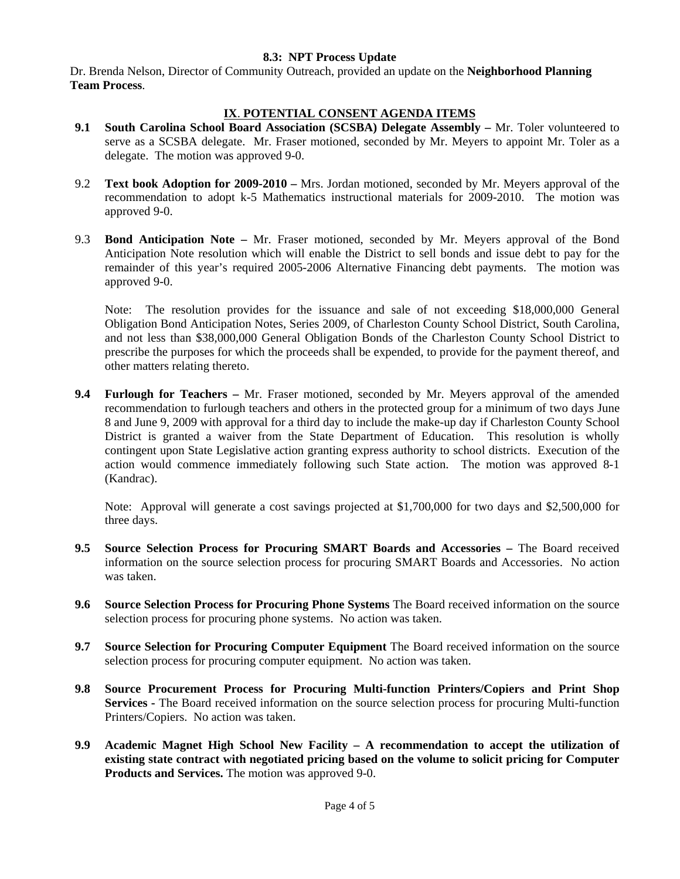**8.3: NPT Process Update**

Dr. Brenda Nelson, Director of Community Outreach, provided an update on the **Neighborhood Planning Team Process**.

## IX. POTENTIAL CONSENT AGENDA ITEMS

**9.1 South Carolina School Board Association (SCSBA) Delegate Assembly –** Mr. Toler volunteered to serve as a SCSBA delegate. Mr. Fraser motioned, seconded by Mr. Meyers to appoint Mr. Toler as a delegate. The motion was approved 9-0.

9.2 **Text book Adoption for 2009-2010 –** Mrs. Jordan motioned, seconded by Mr. Meyers approval of the recommendation to adopt k-5 Mathematics instructional materials for 2009-2010. The motion was approved 9-0.

9.3 **Bond Anticipation Note –** Mr. Fraser motioned, seconded by Mr. Meyers approval of the Bond Anticipation Note resolution which will enable the District to sell bonds and issue debt to pay for the remainder of this year's required 2005-2006 Alternative Financing debt payments. The motion was approved 9-0.

Note: The resolution provides for the issuance and sale of not exceeding $18,000,000 General Obligation Bond Anticipation Notes, Series 2009, of Charleston County School District, South Carolina, and not less than $38,000,000 General Obligation Bonds of the Charleston County School District to prescribe the purposes for which the proceeds shall be expended, to provide for the payment thereof, and other matters relating thereto.

**9.4 Furlough for Teachers –** Mr. Fraser motioned, seconded by Mr. Meyers approval of the amended recommendation to furlough teachers and others in the protected group for a minimum of two days June 8 and June 9, 2009 with approval for a third day to include the make-up day if Charleston County School District is granted a waiver from the State Department of Education. This resolution is wholly contingent upon State Legislative action granting express authority to school districts. Execution of the action would commence immediately following such State action. The motion was approved 8-1 (Kandrac).

Note: Approval will generate a cost savings projected at $1,700,000 for two days and $2,500,000 for three days.

**9.5 Source Selection Process for Procuring SMART Boards and Accessories –** The Board received information on the source selection process for procuring SMART Boards and Accessories. No action was taken.

**9.6 Source Selection Process for Procuring Phone Systems** The Board received information on the source selection process for procuring phone systems. No action was taken.

**9.7 Source Selection for Procuring Computer Equipment** The Board received information on the source selection process for procuring computer equipment. No action was taken.

**9.8 Source Procurement Process for Procuring Multi-function Printers/Copiers and Print Shop Services -** The Board received information on the source selection process for procuring Multi-function Printers/Copiers. No action was taken.

**9.9 Academic Magnet High School New Facility – A recommendation to accept the utilization of existing state contract with negotiated pricing based on the volume to solicit pricing for Computer Products and Services.** The motion was approved 9-0.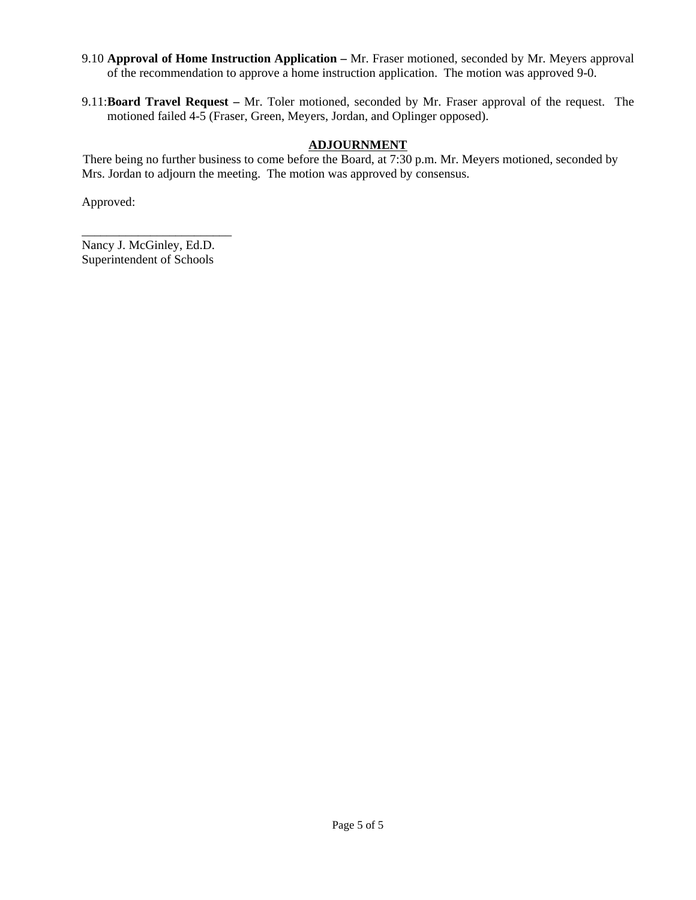9.10 **Approval of Home Instruction Application –** Mr. Fraser motioned, seconded by Mr. Meyers approval of the recommendation to approve a home instruction application. The motion was approved 9-0.

9.11:**Board Travel Request –** Mr. Toler motioned, seconded by Mr. Fraser approval of the request. The motioned failed 4-5 (Fraser, Green, Meyers, Jordan, and Oplinger opposed).

## ADJOURNMENT

There being no further business to come before the Board, at 7:30 p.m. Mr. Meyers motioned, seconded by Mrs. Jordan to adjourn the meeting. The motion was approved by consensus.

Approved:

________________________
Nancy J. McGinley, Ed.D.
Superintendent of Schools